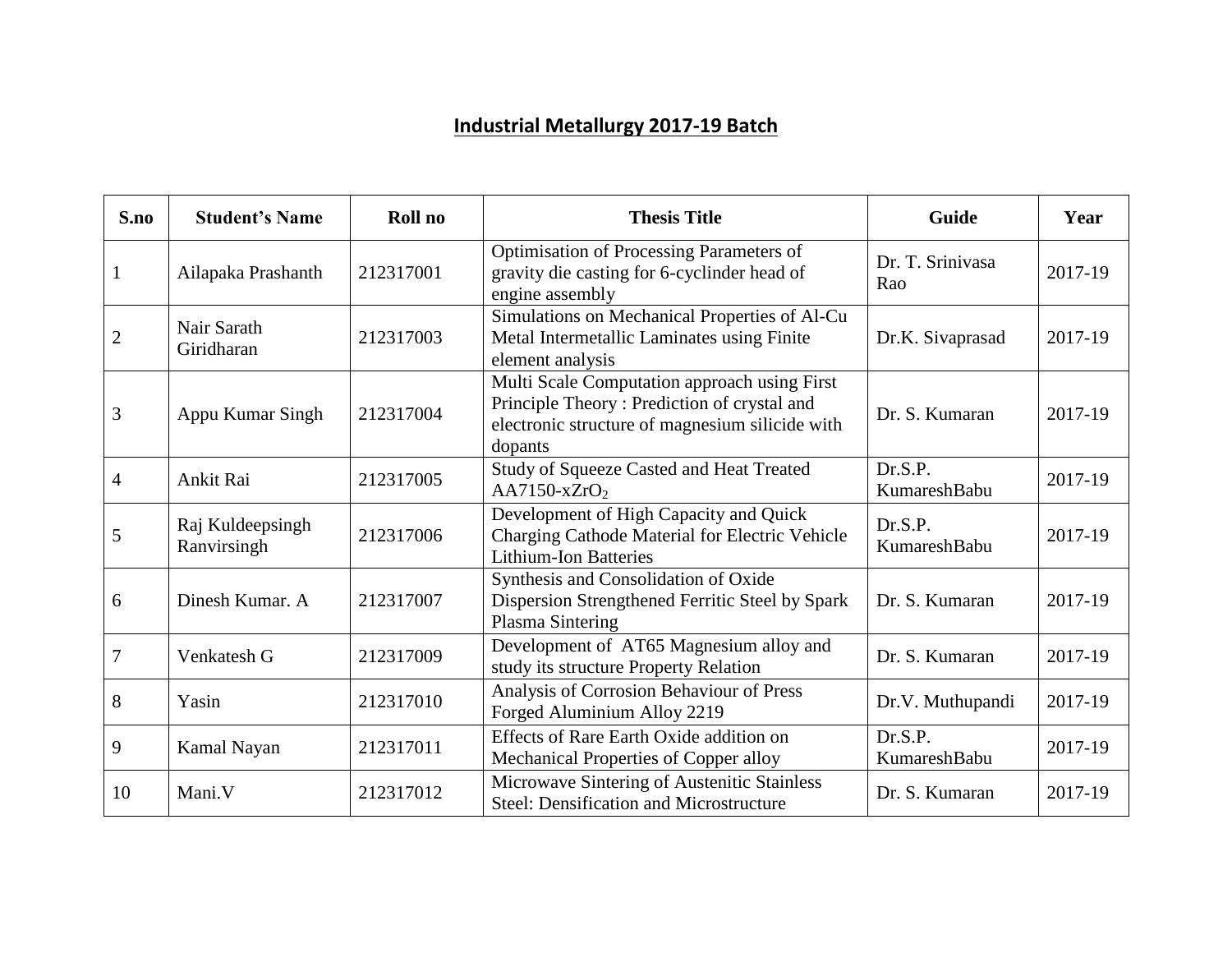# Industrial Metallurgy 2017-19 Batch

| S.no | Student's Name | Roll no | Thesis Title | Guide | Year |
|---|---|---|---|---|---|
| 1 | Ailapaka Prashanth | 212317001 | Optimisation of Processing Parameters of gravity die casting for 6-cyclinder head of engine assembly | Dr. T. Srinivasa Rao | 2017-19 |
| 2 | Nair Sarath Giridharan | 212317003 | Simulations on Mechanical Properties of Al-Cu Metal Intermetallic Laminates using Finite element analysis | Dr.K. Sivaprasad | 2017-19 |
| 3 | Appu Kumar Singh | 212317004 | Multi Scale Computation approach using First Principle Theory : Prediction of crystal and electronic structure of magnesium silicide with dopants | Dr. S. Kumaran | 2017-19 |
| 4 | Ankit Rai | 212317005 | Study of Squeeze Casted and Heat Treated AA7150-x$ZrO_2$ | Dr.S.P. KumareshBabu | 2017-19 |
| 5 | Raj Kuldeepsingh Ranvirsingh | 212317006 | Development of High Capacity and Quick Charging Cathode Material for Electric Vehicle Lithium-Ion Batteries | Dr.S.P. KumareshBabu | 2017-19 |
| 6 | Dinesh Kumar. A | 212317007 | Synthesis and Consolidation of Oxide Dispersion Strengthened Ferritic Steel by Spark Plasma Sintering | Dr. S. Kumaran | 2017-19 |
| 7 | Venkatesh G | 212317009 | Development of AT65 Magnesium alloy and study its structure Property Relation | Dr. S. Kumaran | 2017-19 |
| 8 | Yasin | 212317010 | Analysis of Corrosion Behaviour of Press Forged Aluminium Alloy 2219 | Dr.V. Muthupandi | 2017-19 |
| 9 | Kamal Nayan | 212317011 | Effects of Rare Earth Oxide addition on Mechanical Properties of Copper alloy | Dr.S.P. KumareshBabu | 2017-19 |
| 10 | Mani.V | 212317012 | Microwave Sintering of Austenitic Stainless Steel: Densification and Microstructure | Dr. S. Kumaran | 2017-19 |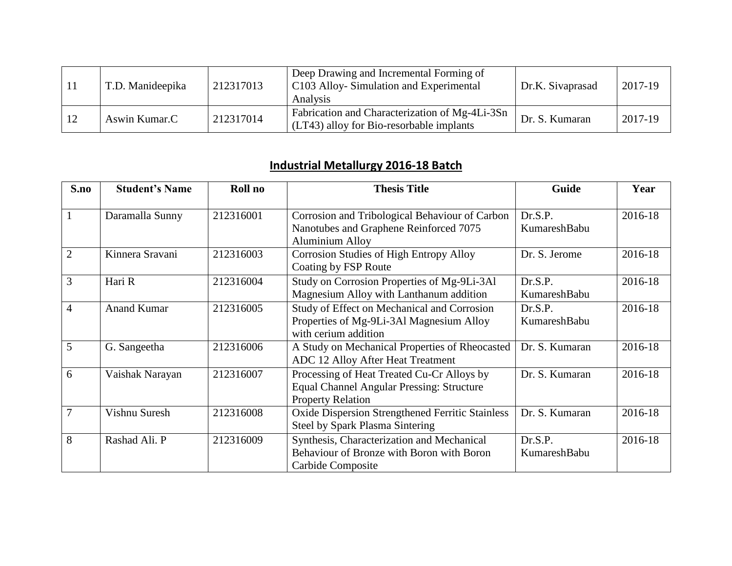| 11 | T.D. Manideepika | 212317013 | Deep Drawing and Incremental Forming of C103 Alloy- Simulation and Experimental Analysis | Dr.K. Sivaprasad | 2017-19 |
|---|---|---|---|---|---|
| 12 | Aswin Kumar.C | 212317014 | Fabrication and Characterization of Mg-4Li-3Sn (LT43) alloy for Bio-resorbable implants | Dr. S. Kumaran | 2017-19 |

## Industrial Metallurgy 2016-18 Batch

| S.no | Student's Name | Roll no | Thesis Title | Guide | Year |
|---|---|---|---|---|---|
| 1 | Daramalla Sunny | 212316001 | Corrosion and Tribological Behaviour of Carbon Nanotubes and Graphene Reinforced 7075 Aluminium Alloy | Dr.S.P. KumareshBabu | 2016-18 |
| 2 | Kinnera Sravani | 212316003 | Corrosion Studies of High Entropy Alloy Coating by FSP Route | Dr. S. Jerome | 2016-18 |
| 3 | Hari R | 212316004 | Study on Corrosion Properties of Mg-9Li-3Al Magnesium Alloy with Lanthanum addition | Dr.S.P. KumareshBabu | 2016-18 |
| 4 | Anand Kumar | 212316005 | Study of Effect on Mechanical and Corrosion Properties of Mg-9Li-3Al Magnesium Alloy with cerium addition | Dr.S.P. KumareshBabu | 2016-18 |
| 5 | G. Sangeetha | 212316006 | A Study on Mechanical Properties of Rheocasted ADC 12 Alloy After Heat Treatment | Dr. S. Kumaran | 2016-18 |
| 6 | Vaishak Narayan | 212316007 | Processing of Heat Treated Cu-Cr Alloys by Equal Channel Angular Pressing: Structure Property Relation | Dr. S. Kumaran | 2016-18 |
| 7 | Vishnu Suresh | 212316008 | Oxide Dispersion Strengthened Ferritic Stainless Steel by Spark Plasma Sintering | Dr. S. Kumaran | 2016-18 |
| 8 | Rashad Ali. P | 212316009 | Synthesis, Characterization and Mechanical Behaviour of Bronze with Boron with Boron Carbide Composite | Dr.S.P. KumareshBabu | 2016-18 |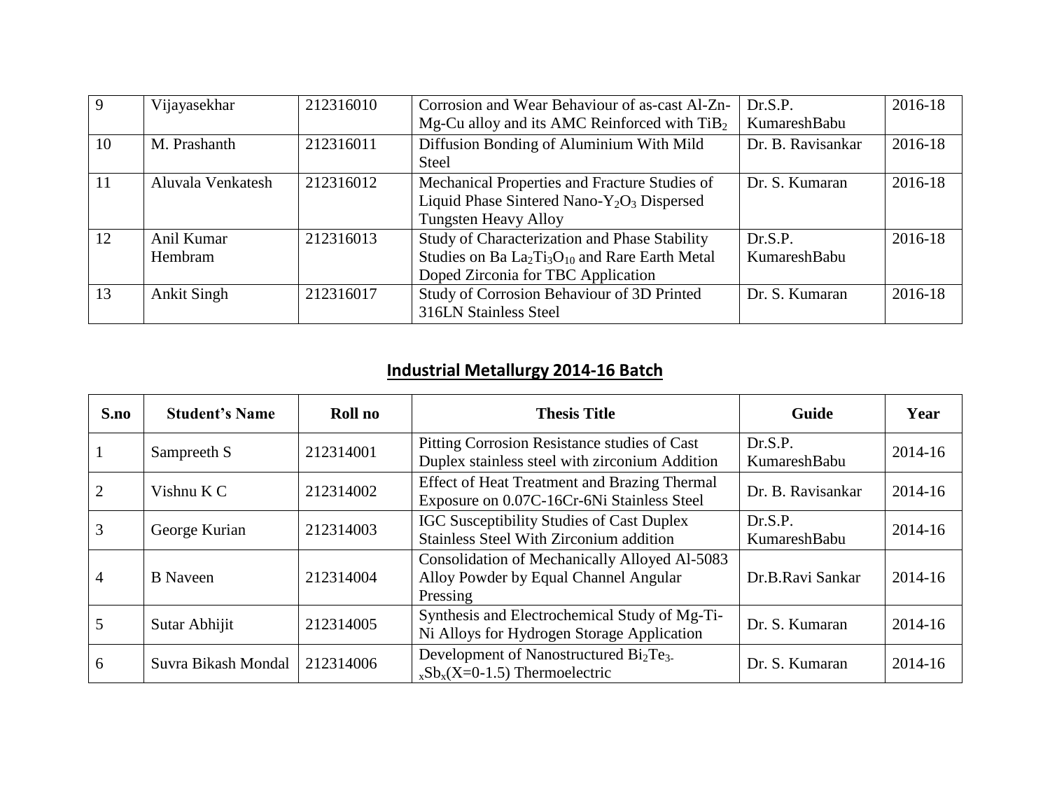| 9 | Vijayasekhar | 212316010 | Corrosion and Wear Behaviour of as-cast Al-Zn-Mg-Cu alloy and its AMC Reinforced with $TiB_2$ | Dr.S.P. KumareshBabu | 2016-18 |
|---|---|---|---|---|---|
| 10 | M. Prashanth | 212316011 | Diffusion Bonding of Aluminium With Mild Steel | Dr. B. Ravisankar | 2016-18 |
| 11 | Aluvala Venkatesh | 212316012 | Mechanical Properties and Fracture Studies of Liquid Phase Sintered Nano-$Y_2O_3$ Dispersed Tungsten Heavy Alloy | Dr. S. Kumaran | 2016-18 |
| 12 | Anil Kumar Hembram | 212316013 | Study of Characterization and Phase Stability Studies on Ba $La_2Ti_3O_{10}$ and Rare Earth Metal Doped Zirconia for TBC Application | Dr.S.P. KumareshBabu | 2016-18 |
| 13 | Ankit Singh | 212316017 | Study of Corrosion Behaviour of 3D Printed 316LN Stainless Steel | Dr. S. Kumaran | 2016-18 |

## Industrial Metallurgy 2014-16 Batch

| S.no | Student's Name | Roll no | Thesis Title | Guide | Year |
|---|---|---|---|---|---|
| 1 | Sampreeth S | 212314001 | Pitting Corrosion Resistance studies of Cast Duplex stainless steel with zirconium Addition | Dr.S.P. KumareshBabu | 2014-16 |
| 2 | Vishnu K C | 212314002 | Effect of Heat Treatment and Brazing Thermal Exposure on 0.07C-16Cr-6Ni Stainless Steel | Dr. B. Ravisankar | 2014-16 |
| 3 | George Kurian | 212314003 | IGC Susceptibility Studies of Cast Duplex Stainless Steel With Zirconium addition | Dr.S.P. KumareshBabu | 2014-16 |
| 4 | B Naveen | 212314004 | Consolidation of Mechanically Alloyed Al-5083 Alloy Powder by Equal Channel Angular Pressing | Dr.B.Ravi Sankar | 2014-16 |
| 5 | Sutar Abhijit | 212314005 | Synthesis and Electrochemical Study of Mg-Ti-Ni Alloys for Hydrogen Storage Application | Dr. S. Kumaran | 2014-16 |
| 6 | Suvra Bikash Mondal | 212314006 | Development of Nanostructured $Bi_2Te_{3-x}Sb_x$(X=0-1.5) Thermoelectric | Dr. S. Kumaran | 2014-16 |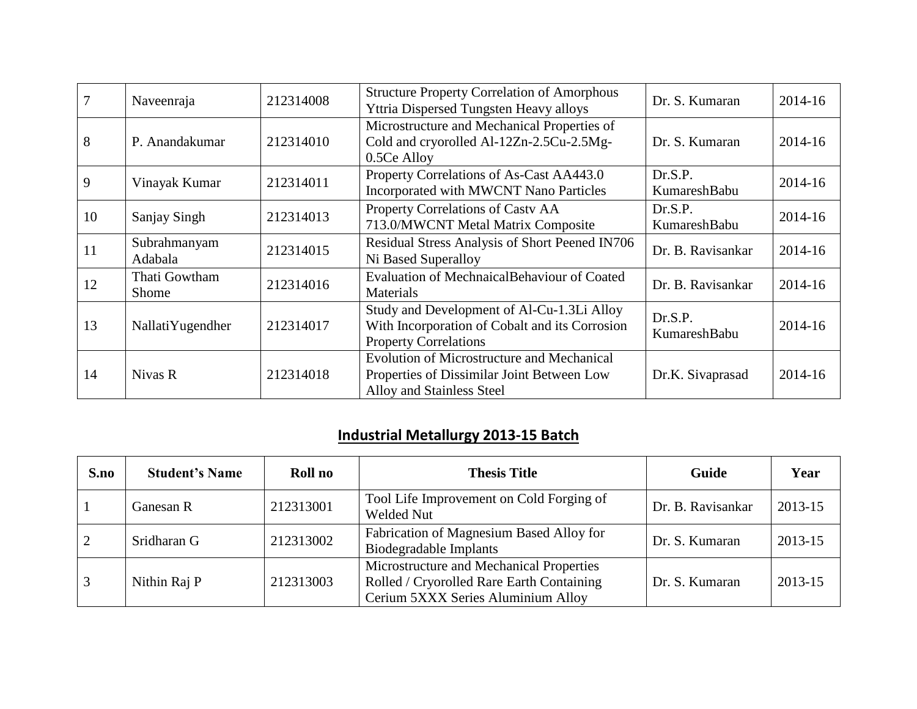| 7 | Naveenraja | 212314008 | Structure Property Correlation of Amorphous Yttria Dispersed Tungsten Heavy alloys | Dr. S. Kumaran | 2014-16 |
|---|---|---|---|---|---|
| 8 | P. Anandakumar | 212314010 | Microstructure and Mechanical Properties of Cold and cryorolled Al-12Zn-2.5Cu-2.5Mg-0.5Ce Alloy | Dr. S. Kumaran | 2014-16 |
| 9 | Vinayak Kumar | 212314011 | Property Correlations of As-Cast AA443.0 Incorporated with MWCNT Nano Particles | Dr.S.P. KumareshBabu | 2014-16 |
| 10 | Sanjay Singh | 212314013 | Property Correlations of Castv AA 713.0/MWCNT Metal Matrix Composite | Dr.S.P. KumareshBabu | 2014-16 |
| 11 | Subrahmanyam Adabala | 212314015 | Residual Stress Analysis of Short Peened IN706 Ni Based Superalloy | Dr. B. Ravisankar | 2014-16 |
| 12 | Thati Gowtham Shome | 212314016 | Evaluation of MechnaicalBehaviour of Coated Materials | Dr. B. Ravisankar | 2014-16 |
| 13 | NallatiYugendher | 212314017 | Study and Development of Al-Cu-1.3Li Alloy With Incorporation of Cobalt and its Corrosion Property Correlations | Dr.S.P. KumareshBabu | 2014-16 |
| 14 | Nivas R | 212314018 | Evolution of Microstructure and Mechanical Properties of Dissimilar Joint Between Low Alloy and Stainless Steel | Dr.K. Sivaprasad | 2014-16 |

## Industrial Metallurgy 2013-15 Batch

| S.no | Student's Name | Roll no | Thesis Title | Guide | Year |
|---|---|---|---|---|---|
| 1 | Ganesan R | 212313001 | Tool Life Improvement on Cold Forging of Welded Nut | Dr. B. Ravisankar | 2013-15 |
| 2 | Sridharan G | 212313002 | Fabrication of Magnesium Based Alloy for Biodegradable Implants | Dr. S. Kumaran | 2013-15 |
| 3 | Nithin Raj P | 212313003 | Microstructure and Mechanical Properties Rolled / Cryorolled Rare Earth Containing Cerium 5XXX Series Aluminium Alloy | Dr. S. Kumaran | 2013-15 |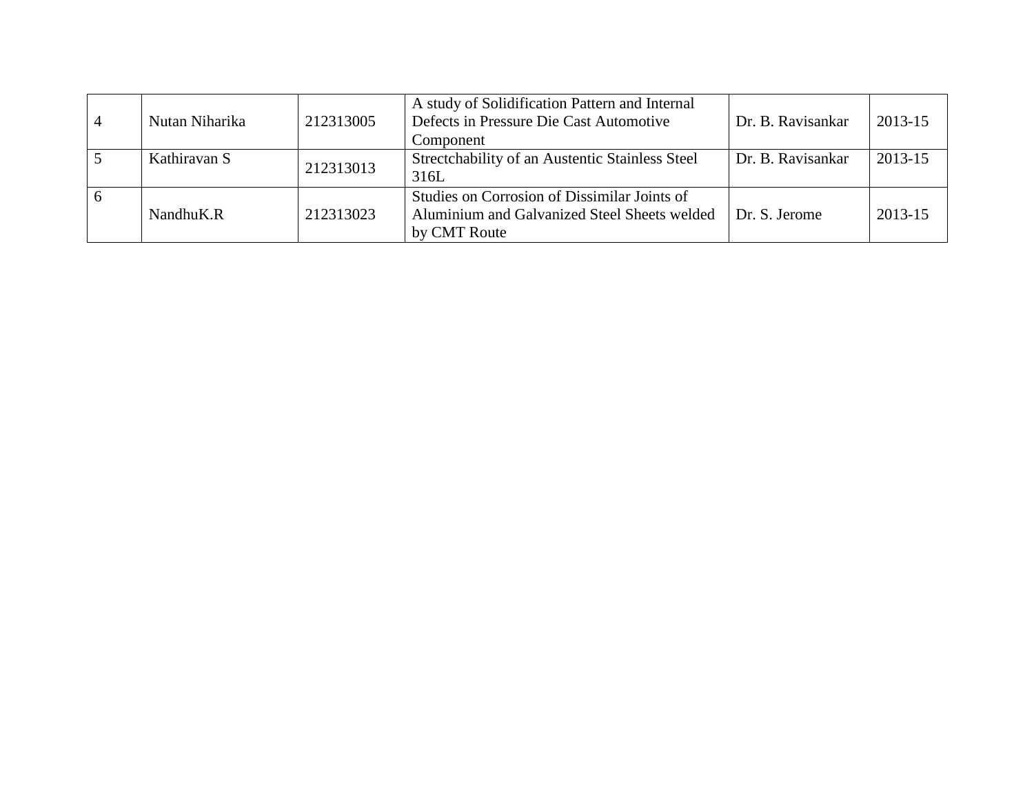| | | | | | |
|---|---|---|---|---|---|
| 4 | Nutan Niharika | 212313005 | A study of Solidification Pattern and Internal Defects in Pressure Die Cast Automotive Component | Dr. B. Ravisankar | 2013-15 |
| 5 | Kathiravan S | 212313013 | Strectchability of an Austentic Stainless Steel 316L | Dr. B. Ravisankar | 2013-15 |
| 6 | NandhuK.R | 212313023 | Studies on Corrosion of Dissimilar Joints of Aluminium and Galvanized Steel Sheets welded by CMT Route | Dr. S. Jerome | 2013-15 |